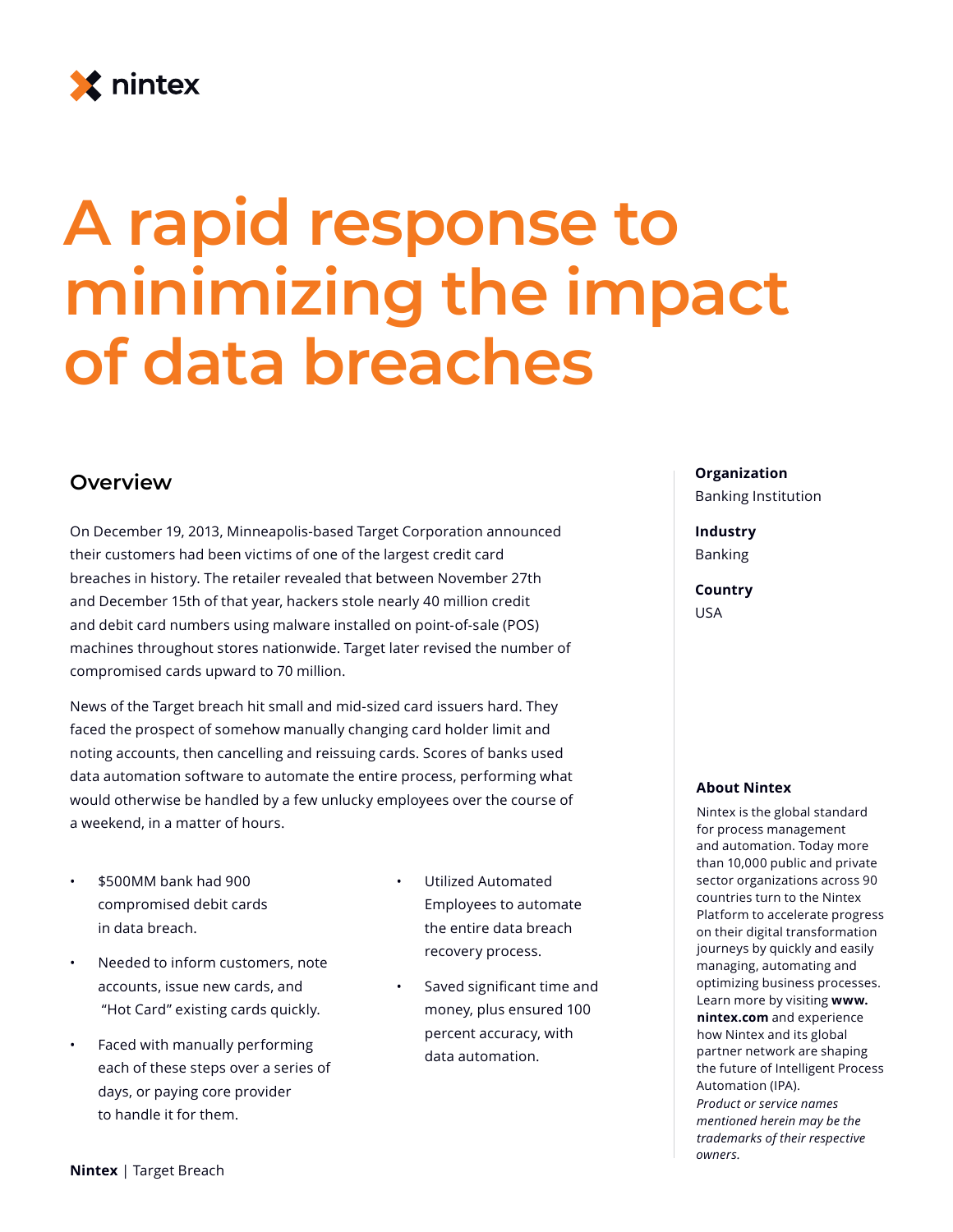# A rapid response to minimizing the impact of data breaches

## Overview

On December 19, 2013, Minneapolis-based Target Corporation announced their customers had been victims of one of the largest credit card breaches in history. The retailer revealed that between November 27th and December 15th of that year, hackers stole nearly 40 million credit and debit card numbers using malware installed on point-of-sale (POS) machines throughout stores nationwide. Target later revised the number of compromised cards upward to 70 million.

News of the Target breach hit small and mid-sized card issuers hard. They faced the prospect of somehow manually changing card holder limit and noting accounts, then cancelling and reissuing cards. Scores of banks used data automation software to automate the entire process, performing what would otherwise be handled by a few unlucky employees over the course of a weekend, in a matter of hours.

- $500MM bank had 900 compromised debit cards in data breach.
- Needed to inform customers, note accounts, issue new cards, and "Hot Card" existing cards quickly.
- Faced with manually performing each of these steps over a series of days, or paying core provider to handle it for them.
- Utilized Automated Employees to automate the entire data breach recovery process.
- Saved significant time and money, plus ensured 100 percent accuracy, with data automation.

**Organization**
Banking Institution

**Industry**
Banking

**Country**
USA

**About Nintex**

Nintex is the global standard for process management and automation. Today more than 10,000 public and private sector organizations across 90 countries turn to the Nintex Platform to accelerate progress on their digital transformation journeys by quickly and easily managing, automating and optimizing business processes. Learn more by visiting **www.nintex.com** and experience how Nintex and its global partner network are shaping the future of Intelligent Process Automation (IPA).

*Product or service names mentioned herein may be the trademarks of their respective owners.*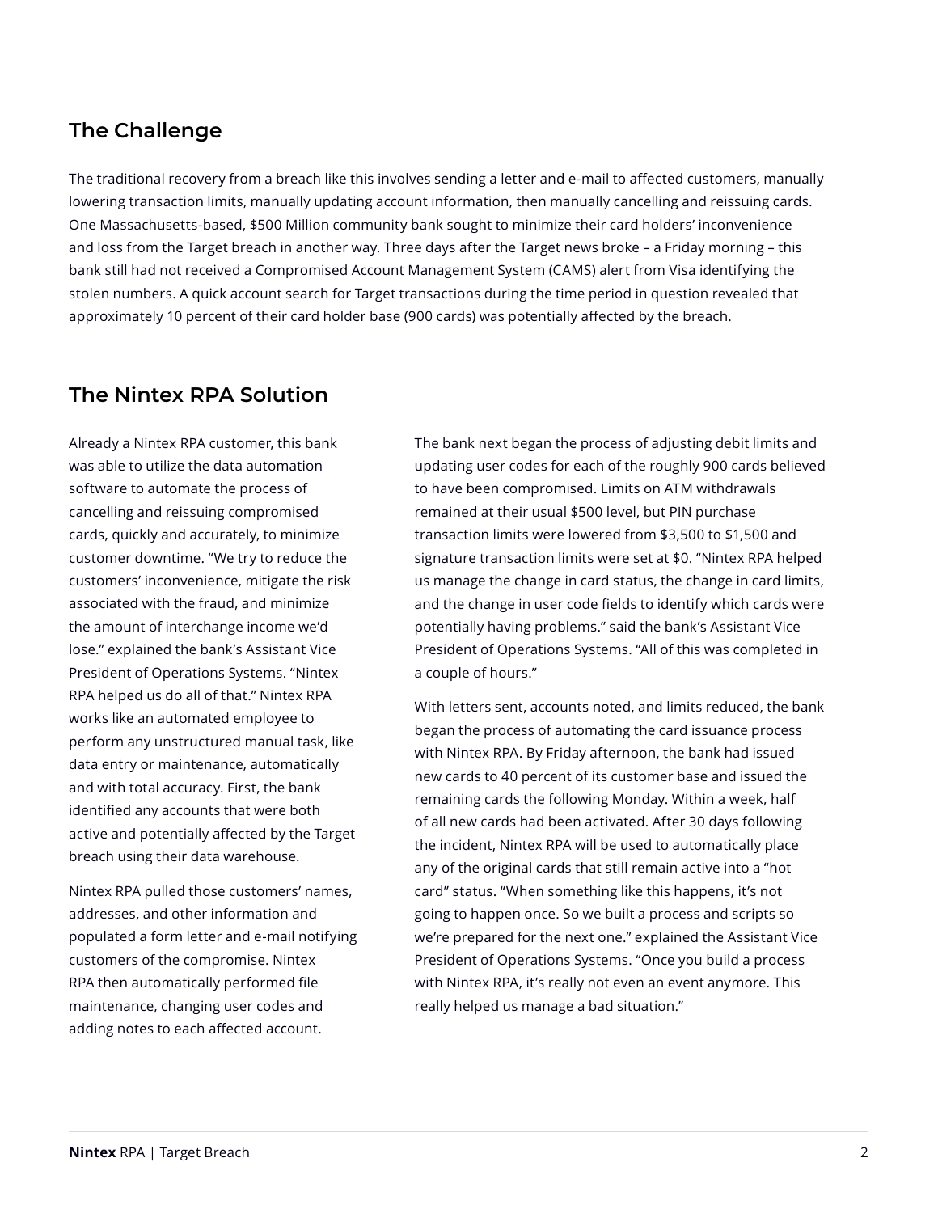## The Challenge

The traditional recovery from a breach like this involves sending a letter and e-mail to affected customers, manually lowering transaction limits, manually updating account information, then manually cancelling and reissuing cards. One Massachusetts-based, $500 Million community bank sought to minimize their card holders' inconvenience and loss from the Target breach in another way. Three days after the Target news broke – a Friday morning – this bank still had not received a Compromised Account Management System (CAMS) alert from Visa identifying the stolen numbers. A quick account search for Target transactions during the time period in question revealed that approximately 10 percent of their card holder base (900 cards) was potentially affected by the breach.

## The Nintex RPA Solution

Already a Nintex RPA customer, this bank was able to utilize the data automation software to automate the process of cancelling and reissuing compromised cards, quickly and accurately, to minimize customer downtime. "We try to reduce the customers' inconvenience, mitigate the risk associated with the fraud, and minimize the amount of interchange income we'd lose." explained the bank's Assistant Vice President of Operations Systems. "Nintex RPA helped us do all of that." Nintex RPA works like an automated employee to perform any unstructured manual task, like data entry or maintenance, automatically and with total accuracy. First, the bank identified any accounts that were both active and potentially affected by the Target breach using their data warehouse.

Nintex RPA pulled those customers' names, addresses, and other information and populated a form letter and e-mail notifying customers of the compromise. Nintex RPA then automatically performed file maintenance, changing user codes and adding notes to each affected account.

The bank next began the process of adjusting debit limits and updating user codes for each of the roughly 900 cards believed to have been compromised. Limits on ATM withdrawals remained at their usual $500 level, but PIN purchase transaction limits were lowered from $3,500 to $1,500 and signature transaction limits were set at $0. "Nintex RPA helped us manage the change in card status, the change in card limits, and the change in user code fields to identify which cards were potentially having problems." said the bank's Assistant Vice President of Operations Systems. "All of this was completed in a couple of hours."

With letters sent, accounts noted, and limits reduced, the bank began the process of automating the card issuance process with Nintex RPA. By Friday afternoon, the bank had issued new cards to 40 percent of its customer base and issued the remaining cards the following Monday. Within a week, half of all new cards had been activated. After 30 days following the incident, Nintex RPA will be used to automatically place any of the original cards that still remain active into a "hot card" status. "When something like this happens, it's not going to happen once. So we built a process and scripts so we're prepared for the next one." explained the Assistant Vice President of Operations Systems. "Once you build a process with Nintex RPA, it's really not even an event anymore. This really helped us manage a bad situation."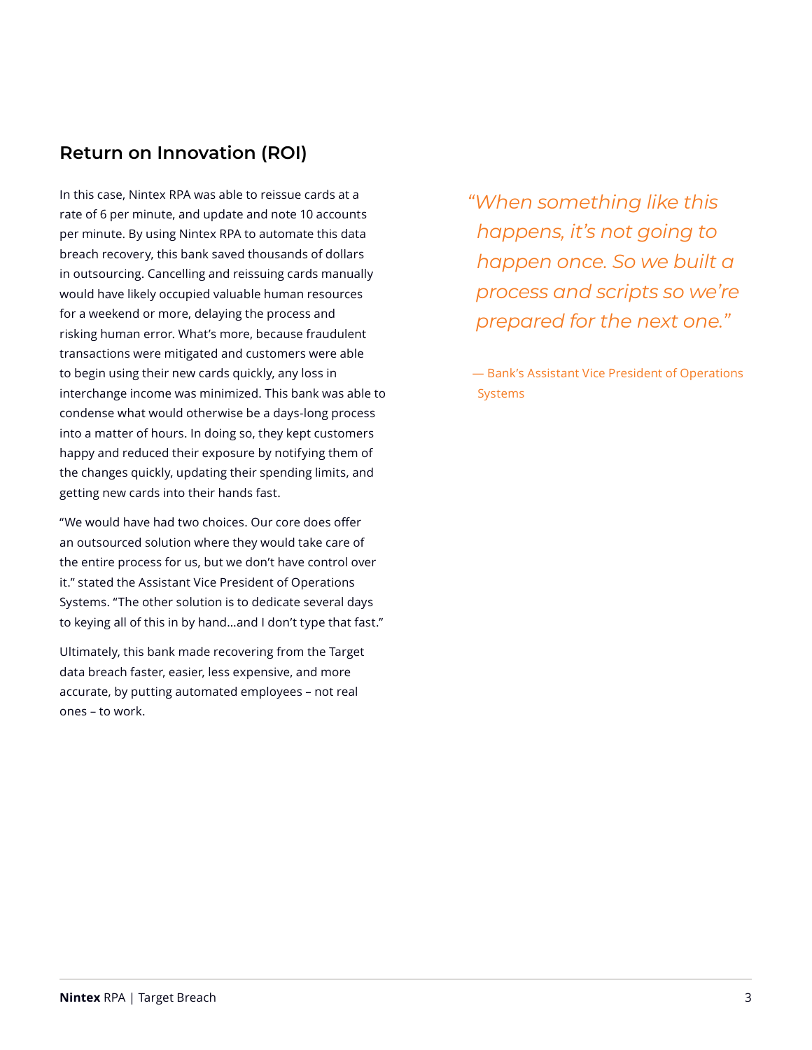## Return on Innovation (ROI)

In this case, Nintex RPA was able to reissue cards at a rate of 6 per minute, and update and note 10 accounts per minute. By using Nintex RPA to automate this data breach recovery, this bank saved thousands of dollars in outsourcing. Cancelling and reissuing cards manually would have likely occupied valuable human resources for a weekend or more, delaying the process and risking human error. What's more, because fraudulent transactions were mitigated and customers were able to begin using their new cards quickly, any loss in interchange income was minimized. This bank was able to condense what would otherwise be a days-long process into a matter of hours. In doing so, they kept customers happy and reduced their exposure by notifying them of the changes quickly, updating their spending limits, and getting new cards into their hands fast.

"We would have had two choices. Our core does offer an outsourced solution where they would take care of the entire process for us, but we don't have control over it." stated the Assistant Vice President of Operations Systems. "The other solution is to dedicate several days to keying all of this in by hand…and I don't type that fast."

Ultimately, this bank made recovering from the Target data breach faster, easier, less expensive, and more accurate, by putting automated employees – not real ones – to work.

> *"When something like this happens, it's not going to happen once. So we built a process and scripts so we're prepared for the next one."*
>
> — Bank's Assistant Vice President of Operations Systems